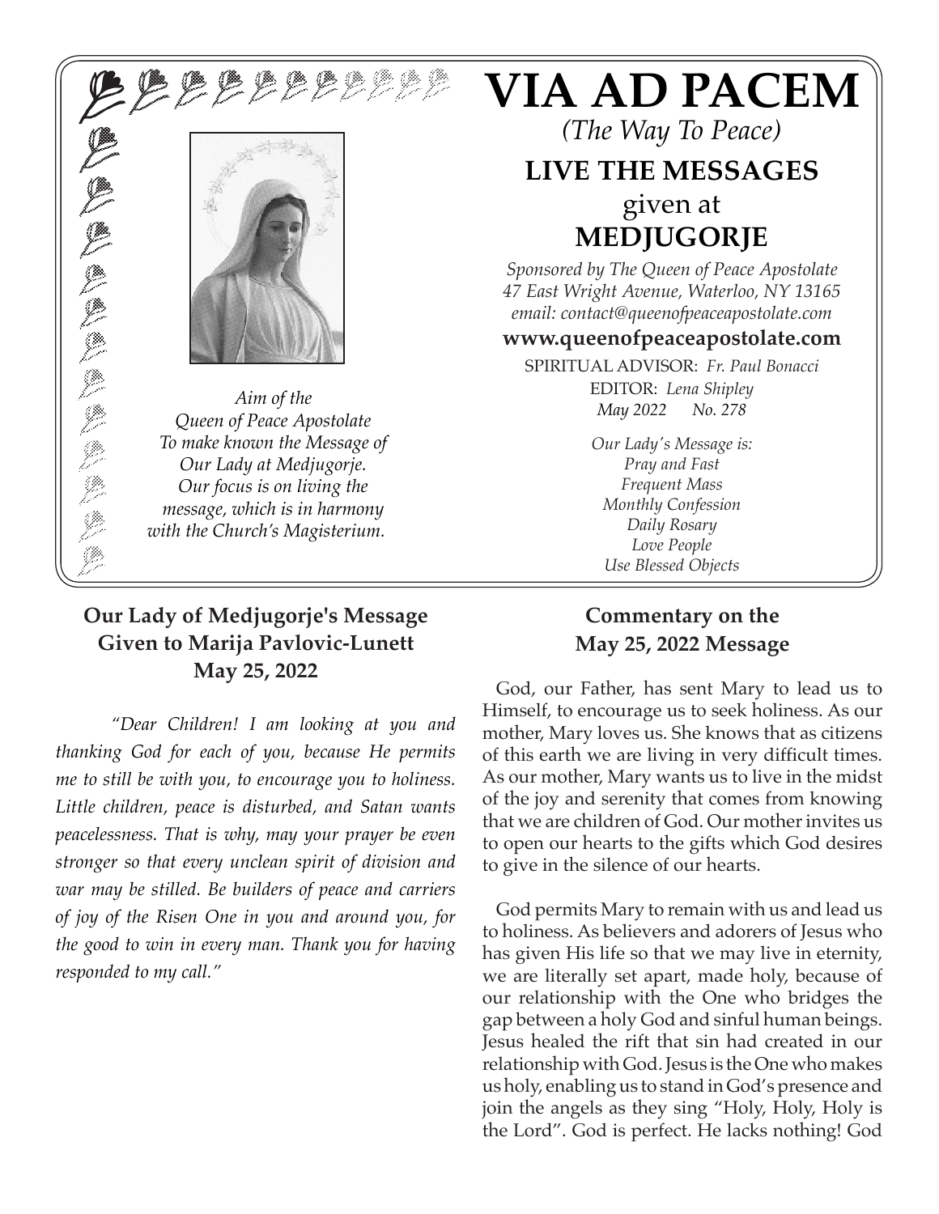# VIA AD PACEM

*(The Way To Peace)*

## LIVE THE MESSAGES

given at

## MEDJUGORJE

*Sponsored by The Queen of Peace Apostolate*
*47 East Wright Avenue, Waterloo, NY 13165*
*email: contact@queenofpeaceapostolate.com*

**www.queenofpeaceapostolate.com**

SPIRITUAL ADVISOR: *Fr. Paul Bonacci*
EDITOR: *Lena Shipley*
*May 2022 No. 278*

*Aim of the Queen of Peace Apostolate*
*To make known the Message of Our Lady at Medjugorje. Our focus is on living the message, which is in harmony with the Church's Magisterium.*

*Our Lady's Message is:*
*Pray and Fast*
*Frequent Mass*
*Monthly Confession*
*Daily Rosary*
*Love People*
*Use Blessed Objects*

### Our Lady of Medjugorje's Message Given to Marija Pavlovic-Lunett May 25, 2022

*"Dear Children! I am looking at you and thanking God for each of you, because He permits me to still be with you, to encourage you to holiness. Little children, peace is disturbed, and Satan wants peacelessness. That is why, may your prayer be even stronger so that every unclean spirit of division and war may be stilled. Be builders of peace and carriers of joy of the Risen One in you and around you, for the good to win in every man. Thank you for having responded to my call."*

### Commentary on the May 25, 2022 Message

God, our Father, has sent Mary to lead us to Himself, to encourage us to seek holiness. As our mother, Mary loves us. She knows that as citizens of this earth we are living in very difficult times. As our mother, Mary wants us to live in the midst of the joy and serenity that comes from knowing that we are children of God. Our mother invites us to open our hearts to the gifts which God desires to give in the silence of our hearts.

God permits Mary to remain with us and lead us to holiness. As believers and adorers of Jesus who has given His life so that we may live in eternity, we are literally set apart, made holy, because of our relationship with the One who bridges the gap between a holy God and sinful human beings. Jesus healed the rift that sin had created in our relationship with God. Jesus is the One who makes us holy, enabling us to stand in God's presence and join the angels as they sing "Holy, Holy, Holy is the Lord". God is perfect. He lacks nothing! God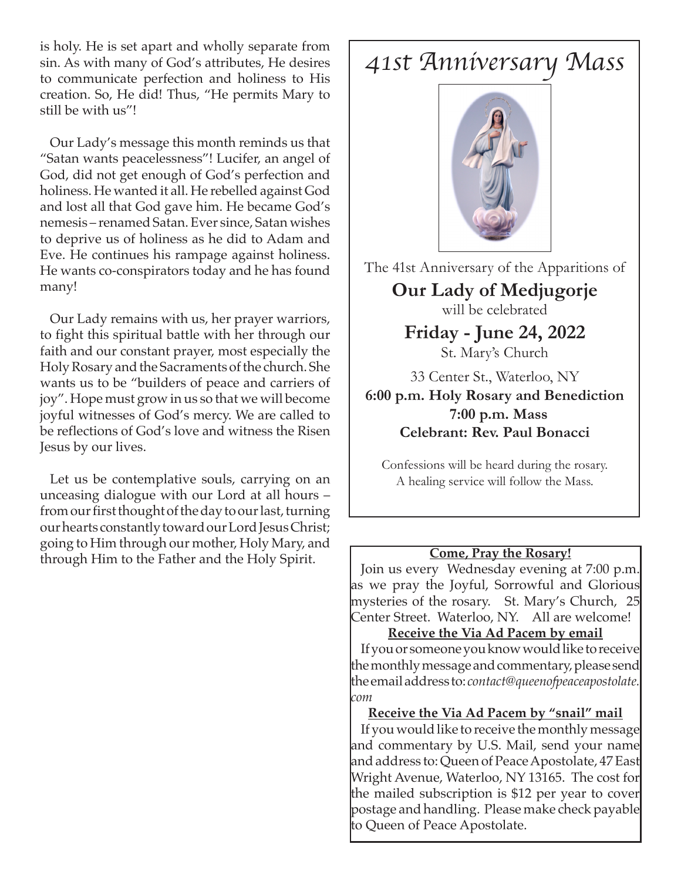is holy. He is set apart and wholly separate from sin. As with many of God's attributes, He desires to communicate perfection and holiness to His creation. So, He did! Thus, "He permits Mary to still be with us"!

Our Lady's message this month reminds us that "Satan wants peacelessness"! Lucifer, an angel of God, did not get enough of God's perfection and holiness. He wanted it all. He rebelled against God and lost all that God gave him. He became God's nemesis – renamed Satan. Ever since, Satan wishes to deprive us of holiness as he did to Adam and Eve. He continues his rampage against holiness. He wants co-conspirators today and he has found many!

Our Lady remains with us, her prayer warriors, to fight this spiritual battle with her through our faith and our constant prayer, most especially the Holy Rosary and the Sacraments of the church. She wants us to be "builders of peace and carriers of joy". Hope must grow in us so that we will become joyful witnesses of God's mercy. We are called to be reflections of God's love and witness the Risen Jesus by our lives.

Let us be contemplative souls, carrying on an unceasing dialogue with our Lord at all hours – from our first thought of the day to our last, turning our hearts constantly toward our Lord Jesus Christ; going to Him through our mother, Holy Mary, and through Him to the Father and the Holy Spirit.

# *41st Anniversary Mass*

The 41st Anniversary of the Apparitions of

**Our Lady of Medjugorje**

will be celebrated

**Friday - June 24, 2022**

St. Mary's Church

33 Center St., Waterloo, NY

**6:00 p.m. Holy Rosary and Benediction**

**7:00 p.m. Mass**

**Celebrant: Rev. Paul Bonacci**

Confessions will be heard during the rosary.
A healing service will follow the Mass.

**Come, Pray the Rosary!**

Join us every Wednesday evening at 7:00 p.m. as we pray the Joyful, Sorrowful and Glorious mysteries of the rosary. St. Mary's Church, 25 Center Street. Waterloo, NY. All are welcome!

**Receive the Via Ad Pacem by email**

If you or someone you know would like to receive the monthly message and commentary, please send the email address to: *contact@queenofpeaceapostolate.com*

**Receive the Via Ad Pacem by "snail" mail**

If you would like to receive the monthly message and commentary by U.S. Mail, send your name and address to: Queen of Peace Apostolate, 47 East Wright Avenue, Waterloo, NY 13165. The cost for the mailed subscription is $12 per year to cover postage and handling. Please make check payable to Queen of Peace Apostolate.